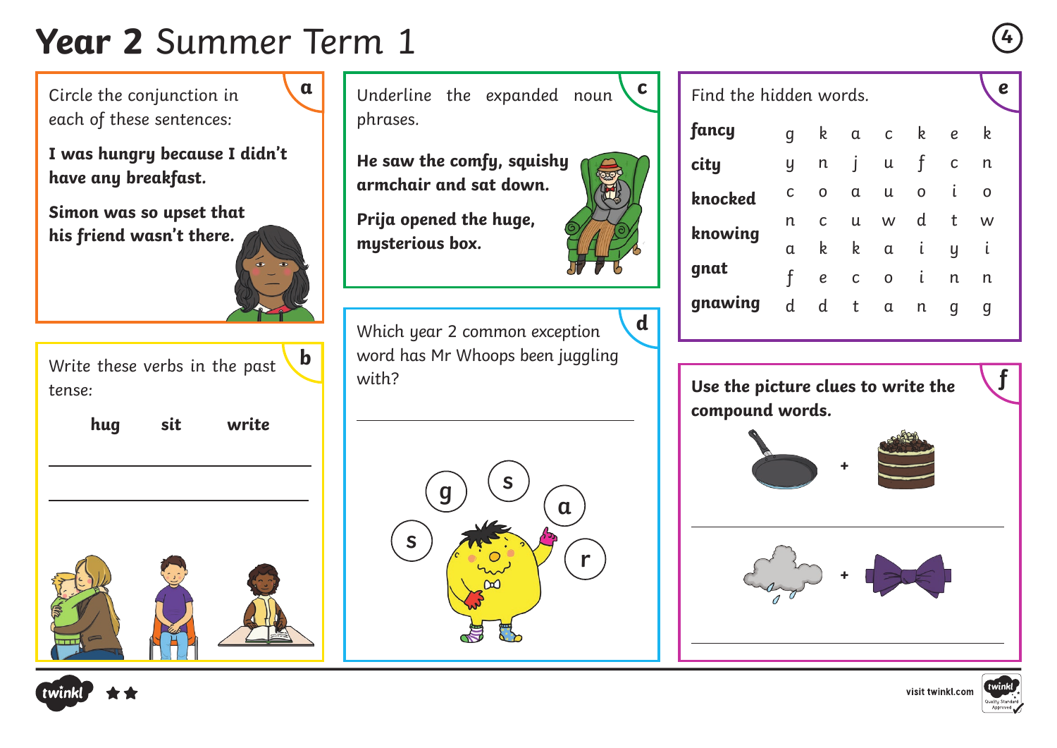# **Year 2** Summer Term 1

## a

Circle the conjunction in each of these sentences:

**I was hungry because I didn't have any breakfast.**

**Simon was so upset that his friend wasn't there.**

## b

Write these verbs in the past tense:

**hug** **sit** **write**

______________________________

______________________________

## c

Underline the expanded noun phrases.

**He saw the comfy, squishy armchair and sat down.**

**Prija opened the huge, mysterious box.**

## d

Which year 2 common exception word has Mr Whoops been juggling with?

______________________________

g s a s r

## e

Find the hidden words.

**fancy**
**city**
**knocked**
**knowing**
**gnat**
**gnawing**

| | | | | | | |
|---|---|---|---|---|---|---|
| g | k | a | c | k | e | k |
| y | n | j | u | f | c | n |
| c | o | a | u | o | i | o |
| n | c | u | w | d | t | w |
| a | k | k | a | i | y | i |
| f | e | c | o | i | n | n |
| d | d | t | a | n | g | g |

## f

**Use the picture clues to write the compound words.**

+

______________________________

+

______________________________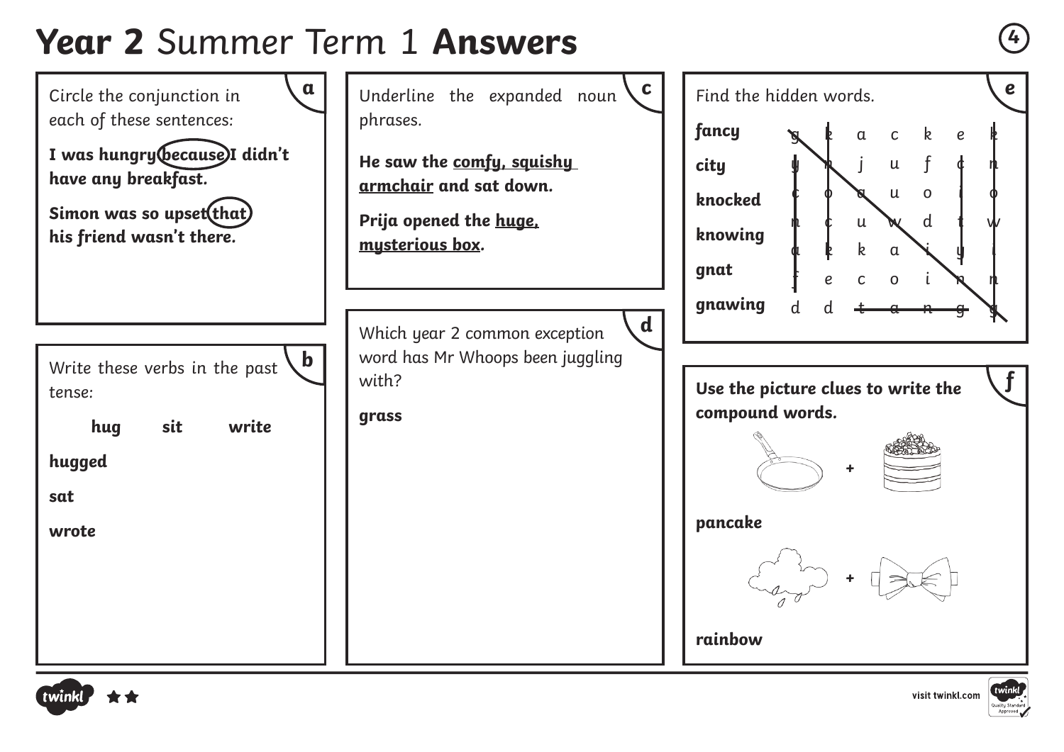# **Year 2** Summer Term 1 **Answers**

## a

Circle the conjunction in each of these sentences:

**I was hungry because I didn't have any breakfast.**

**Simon was so upset that his friend wasn't there.**

## b

Write these verbs in the past tense:

**hug** **sit** **write**

**hugged**

**sat**

**wrote**

## c

Underline the expanded noun phrases.

**He saw the <u>comfy, squishy armchair</u> and sat down.**

**Prija opened the <u>huge, mysterious box</u>.**

## d

Which year 2 common exception word has Mr Whoops been juggling with?

**grass**

## e

Find the hidden words.

**fancy**
**city**
**knocked**
**knowing**
**gnat**
**gnawing**

| | | | | | | |
|---|---|---|---|---|---|---|
| g | k | a | c | k | e | k |
| y | n | j | u | f | c | n |
| c | o | a | u | o | i | o |
| n | c | u | w | d | t | w |
| a | k | k | a | i | y | i |
| f | e | c | o | i | n | n |
| d | d | t | a | n | g | g |

## f

**Use the picture clues to write the compound words.**

+

**pancake**

+

**rainbow**